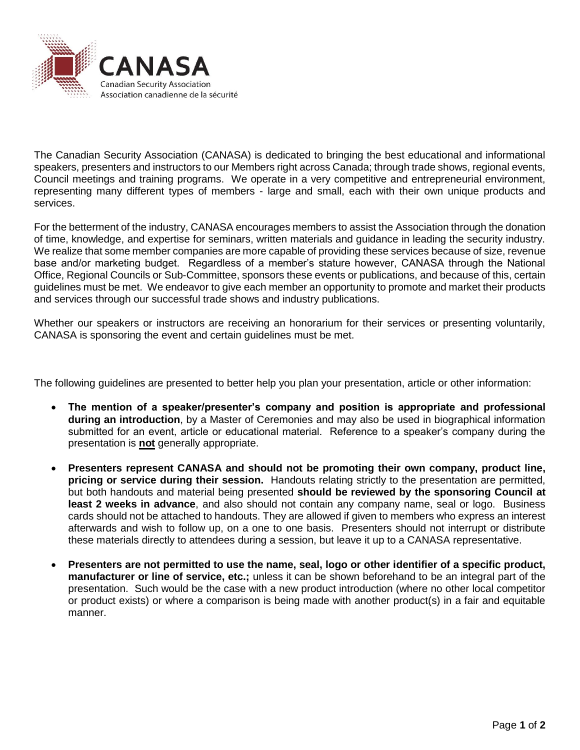CANASA

Canadian Security Association

Association canadienne de la sécurité

The Canadian Security Association (CANASA) is dedicated to bringing the best educational and informational speakers, presenters and instructors to our Members right across Canada; through trade shows, regional events, Council meetings and training programs. We operate in a very competitive and entrepreneurial environment, representing many different types of members - large and small, each with their own unique products and services.

For the betterment of the industry, CANASA encourages members to assist the Association through the donation of time, knowledge, and expertise for seminars, written materials and guidance in leading the security industry. We realize that some member companies are more capable of providing these services because of size, revenue base and/or marketing budget. Regardless of a member's stature however, CANASA through the National Office, Regional Councils or Sub-Committee, sponsors these events or publications, and because of this, certain guidelines must be met. We endeavor to give each member an opportunity to promote and market their products and services through our successful trade shows and industry publications.

Whether our speakers or instructors are receiving an honorarium for their services or presenting voluntarily, CANASA is sponsoring the event and certain guidelines must be met.

The following guidelines are presented to better help you plan your presentation, article or other information:

- **The mention of a speaker/presenter's company and position is appropriate and professional during an introduction**, by a Master of Ceremonies and may also be used in biographical information submitted for an event, article or educational material. Reference to a speaker's company during the presentation is **not** generally appropriate.
- **Presenters represent CANASA and should not be promoting their own company, product line, pricing or service during their session.** Handouts relating strictly to the presentation are permitted, but both handouts and material being presented **should be reviewed by the sponsoring Council at least 2 weeks in advance**, and also should not contain any company name, seal or logo. Business cards should not be attached to handouts. They are allowed if given to members who express an interest afterwards and wish to follow up, on a one to one basis. Presenters should not interrupt or distribute these materials directly to attendees during a session, but leave it up to a CANASA representative.
- **Presenters are not permitted to use the name, seal, logo or other identifier of a specific product, manufacturer or line of service, etc.;** unless it can be shown beforehand to be an integral part of the presentation. Such would be the case with a new product introduction (where no other local competitor or product exists) or where a comparison is being made with another product(s) in a fair and equitable manner.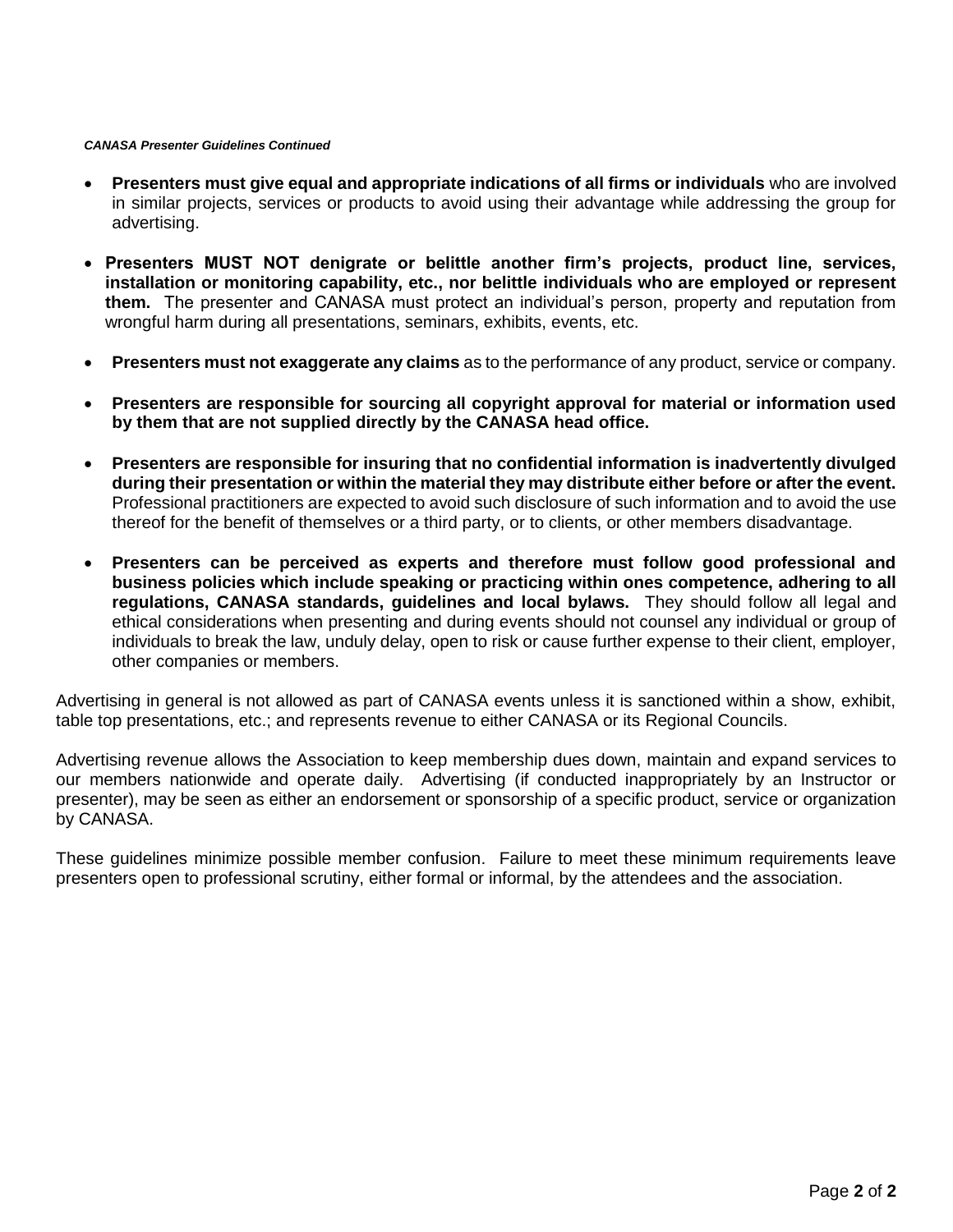***CANASA Presenter Guidelines Continued***

- **Presenters must give equal and appropriate indications of all firms or individuals** who are involved in similar projects, services or products to avoid using their advantage while addressing the group for advertising.

- **Presenters MUST NOT denigrate or belittle another firm's projects, product line, services, installation or monitoring capability, etc., nor belittle individuals who are employed or represent them.** The presenter and CANASA must protect an individual's person, property and reputation from wrongful harm during all presentations, seminars, exhibits, events, etc.

- **Presenters must not exaggerate any claims** as to the performance of any product, service or company.

- **Presenters are responsible for sourcing all copyright approval for material or information used by them that are not supplied directly by the CANASA head office.**

- **Presenters are responsible for insuring that no confidential information is inadvertently divulged during their presentation or within the material they may distribute either before or after the event.** Professional practitioners are expected to avoid such disclosure of such information and to avoid the use thereof for the benefit of themselves or a third party, or to clients, or other members disadvantage.

- **Presenters can be perceived as experts and therefore must follow good professional and business policies which include speaking or practicing within ones competence, adhering to all regulations, CANASA standards, guidelines and local bylaws.** They should follow all legal and ethical considerations when presenting and during events should not counsel any individual or group of individuals to break the law, unduly delay, open to risk or cause further expense to their client, employer, other companies or members.

Advertising in general is not allowed as part of CANASA events unless it is sanctioned within a show, exhibit, table top presentations, etc.; and represents revenue to either CANASA or its Regional Councils.

Advertising revenue allows the Association to keep membership dues down, maintain and expand services to our members nationwide and operate daily. Advertising (if conducted inappropriately by an Instructor or presenter), may be seen as either an endorsement or sponsorship of a specific product, service or organization by CANASA.

These guidelines minimize possible member confusion. Failure to meet these minimum requirements leave presenters open to professional scrutiny, either formal or informal, by the attendees and the association.